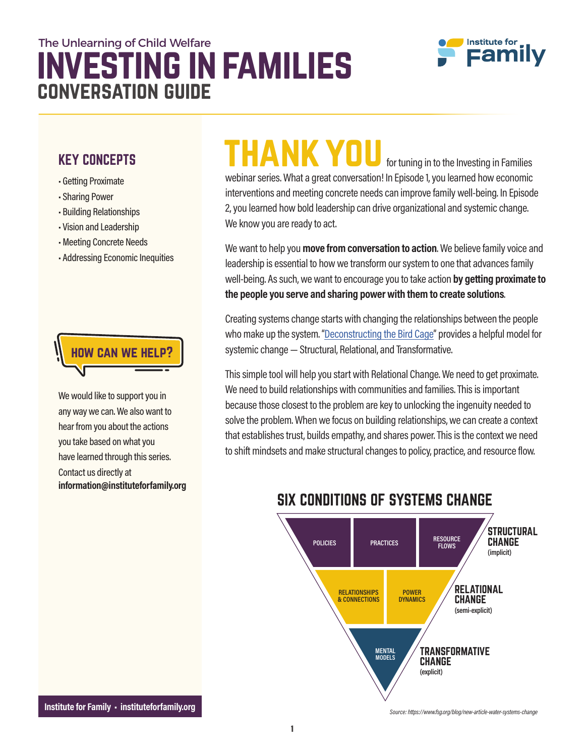The Unlearning of Child Welfare

# INVESTING IN FAMILIES

## CONVERSATION GUIDE

Institute for Family

### KEY CONCEPTS

- Getting Proximate
- Sharing Power
- Building Relationships
- Vision and Leadership
- Meeting Concrete Needs
- Addressing Economic Inequities

### HOW CAN WE HELP?

We would like to support you in any way we can. We also want to hear from you about the actions you take based on what you have learned through this series. Contact us directly at **information@instituteforfamily.org**

**Institute for Family • instituteforfamily.org**

## THANK YOU

for tuning in to the Investing in Families webinar series. What a great conversation! In Episode 1, you learned how economic interventions and meeting concrete needs can improve family well-being. In Episode 2, you learned how bold leadership can drive organizational and systemic change. We know you are ready to act.

We want to help you **move from conversation to action**. We believe family voice and leadership is essential to how we transform our system to one that advances family well-being. As such, we want to encourage you to take action **by getting proximate to the people you serve and sharing power with them to create solutions**.

Creating systems change starts with changing the relationships between the people who make up the system. "Deconstructing the Bird Cage" provides a helpful model for systemic change — Structural, Relational, and Transformative.

This simple tool will help you start with Relational Change. We need to get proximate. We need to build relationships with communities and families. This is important because those closest to the problem are key to unlocking the ingenuity needed to solve the problem. When we focus on building relationships, we can create a context that establishes trust, builds empathy, and shares power. This is the context we need to shift mindsets and make structural changes to policy, practice, and resource flow.

### SIX CONDITIONS OF SYSTEMS CHANGE

| Level | Conditions |
| --- | --- |
| **STRUCTURAL CHANGE** (implicit) | POLICIES; PRACTICES; RESOURCE FLOWS |
| **RELATIONAL CHANGE** (semi-explicit) | RELATIONSHIPS & CONNECTIONS; POWER DYNAMICS |
| **TRANSFORMATIVE CHANGE** (explicit) | MENTAL MODELS |

*Source: https://www.fsg.org/blog/new-article-water-systems-change*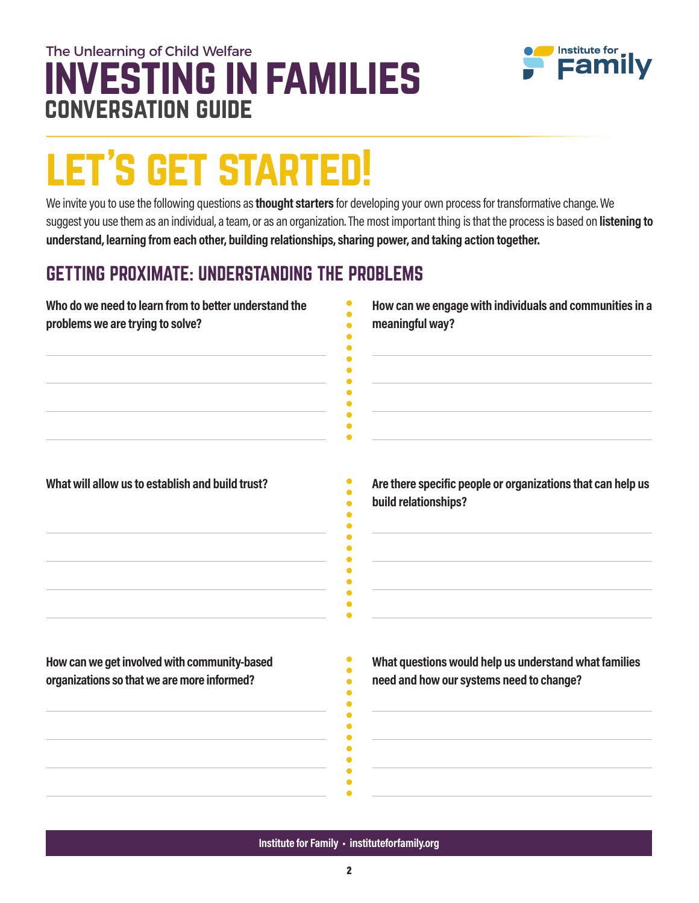The Unlearning of Child Welfare

# INVESTING IN FAMILIES

## CONVERSATION GUIDE

# LET'S GET STARTED!

We invite you to use the following questions as **thought starters** for developing your own process for transformative change. We suggest you use them as an individual, a team, or as an organization. The most important thing is that the process is based on **listening to understand, learning from each other, building relationships, sharing power, and taking action together.**

## GETTING PROXIMATE: UNDERSTANDING THE PROBLEMS

**Who do we need to learn from to better understand the problems we are trying to solve?**

**How can we engage with individuals and communities in a meaningful way?**

**What will allow us to establish and build trust?**

**Are there specific people or organizations that can help us build relationships?**

**How can we get involved with community-based organizations so that we are more informed?**

**What questions would help us understand what families need and how our systems need to change?**

Institute for Family • instituteforfamily.org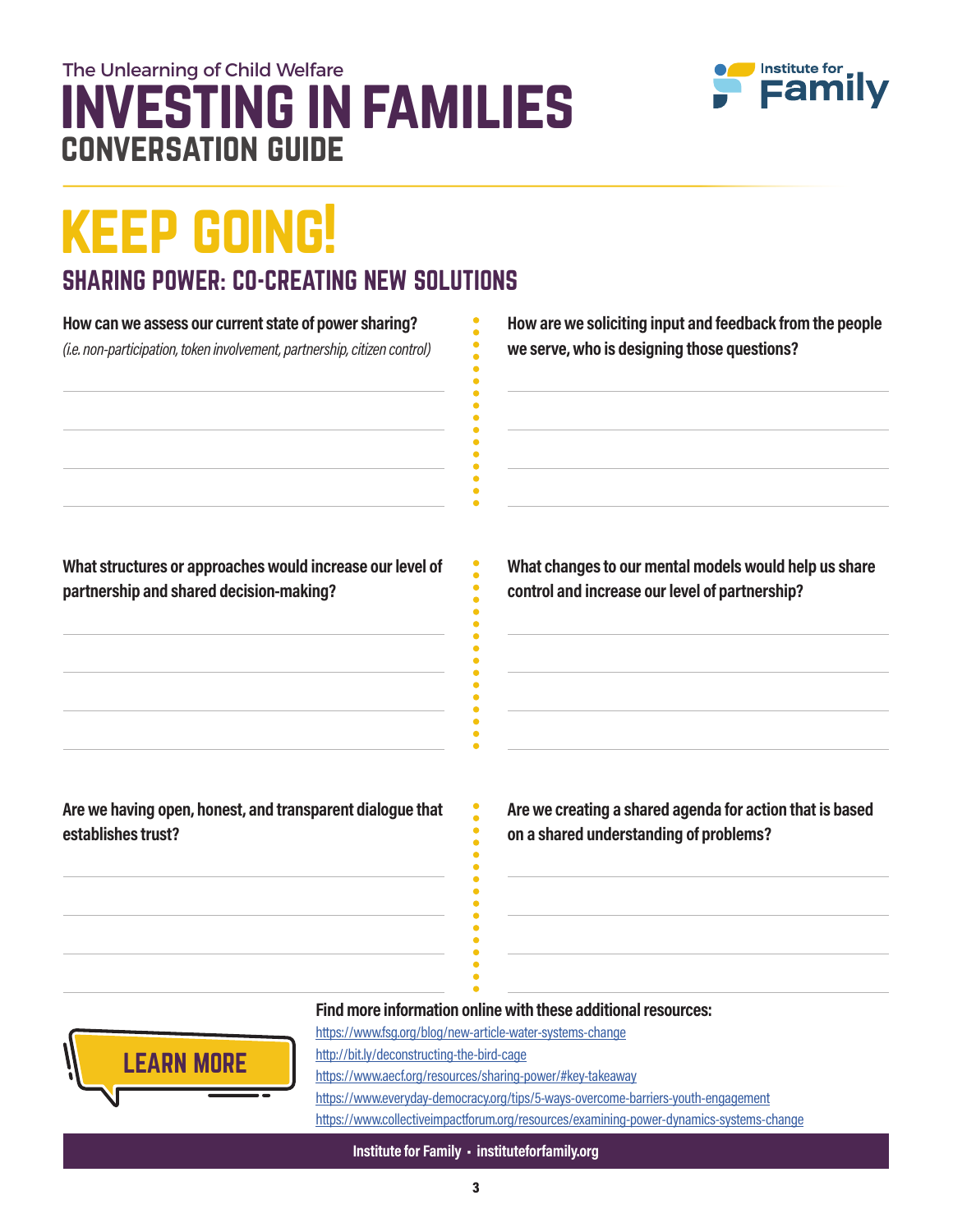The Unlearning of Child Welfare

# INVESTING IN FAMILIES

## CONVERSATION GUIDE

# KEEP GOING!

## SHARING POWER: CO-CREATING NEW SOLUTIONS

**How can we assess our current state of power sharing?**
*(i.e. non-participation, token involvement, partnership, citizen control)*

**How are we soliciting input and feedback from the people we serve, who is designing those questions?**

**What structures or approaches would increase our level of partnership and shared decision-making?**

**What changes to our mental models would help us share control and increase our level of partnership?**

**Are we having open, honest, and transparent dialogue that establishes trust?**

**Are we creating a shared agenda for action that is based on a shared understanding of problems?**

LEARN MORE

**Find more information online with these additional resources:**

https://www.fsg.org/blog/new-article-water-systems-change
http://bit.ly/deconstructing-the-bird-cage
https://www.aecf.org/resources/sharing-power/#key-takeaway
https://www.everyday-democracy.org/tips/5-ways-overcome-barriers-youth-engagement
https://www.collectiveimpactforum.org/resources/examining-power-dynamics-systems-change

**Institute for Family • instituteforfamily.org**